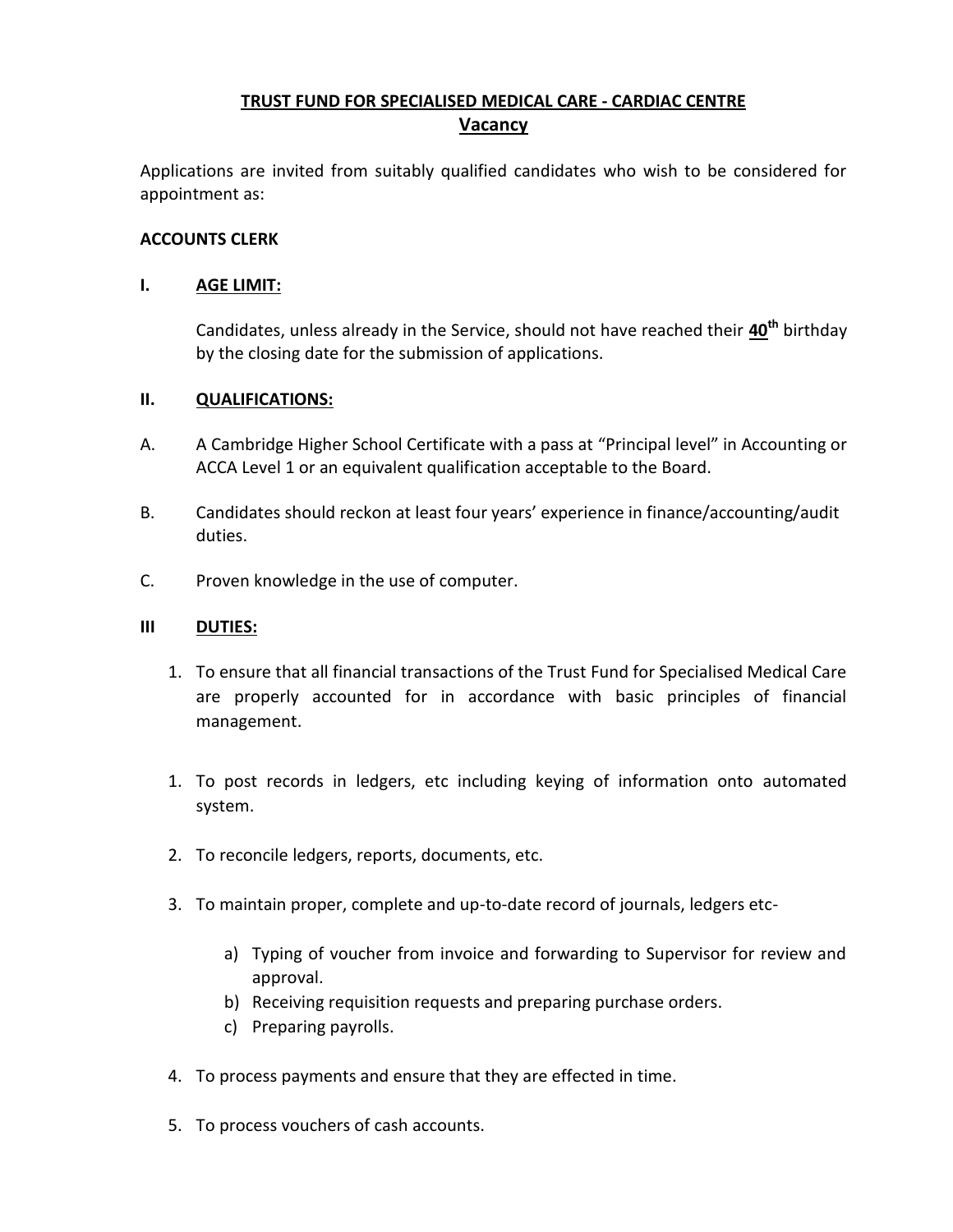# TRUST FUND FOR SPECIALISED MEDICAL CARE - CARDIAC CENTRE

## Vacancy

Applications are invited from suitably qualified candidates who wish to be considered for appointment as:

**ACCOUNTS CLERK**

**I. AGE LIMIT:**

Candidates, unless already in the Service, should not have reached their **40th** birthday by the closing date for the submission of applications.

**II. QUALIFICATIONS:**

A. A Cambridge Higher School Certificate with a pass at "Principal level" in Accounting or ACCA Level 1 or an equivalent qualification acceptable to the Board.

B. Candidates should reckon at least four years' experience in finance/accounting/audit duties.

C. Proven knowledge in the use of computer.

**III DUTIES:**

1. To ensure that all financial transactions of the Trust Fund for Specialised Medical Care are properly accounted for in accordance with basic principles of financial management.

1. To post records in ledgers, etc including keying of information onto automated system.

2. To reconcile ledgers, reports, documents, etc.

3. To maintain proper, complete and up-to-date record of journals, ledgers etc-

   a) Typing of voucher from invoice and forwarding to Supervisor for review and approval.
   b) Receiving requisition requests and preparing purchase orders.
   c) Preparing payrolls.

4. To process payments and ensure that they are effected in time.

5. To process vouchers of cash accounts.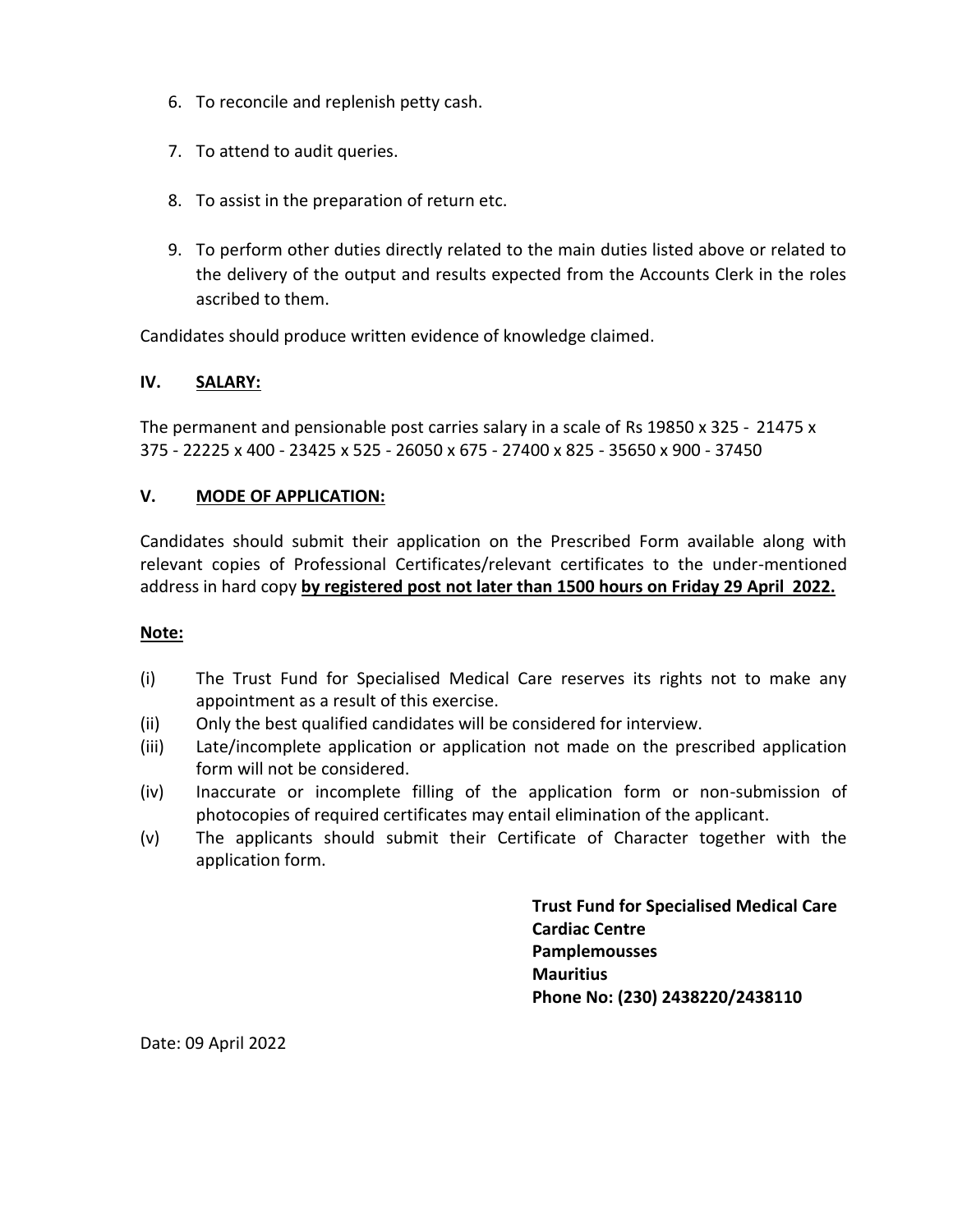6. To reconcile and replenish petty cash.

7. To attend to audit queries.

8. To assist in the preparation of return etc.

9. To perform other duties directly related to the main duties listed above or related to the delivery of the output and results expected from the Accounts Clerk in the roles ascribed to them.

Candidates should produce written evidence of knowledge claimed.

## IV. SALARY:

The permanent and pensionable post carries salary in a scale of Rs 19850 x 325 - 21475 x 375 - 22225 x 400 - 23425 x 525 - 26050 x 675 - 27400 x 825 - 35650 x 900 - 37450

## V. MODE OF APPLICATION:

Candidates should submit their application on the Prescribed Form available along with relevant copies of Professional Certificates/relevant certificates to the under-mentioned address in hard copy **by registered post not later than 1500 hours on Friday 29 April 2022.**

**Note:**

(i) The Trust Fund for Specialised Medical Care reserves its rights not to make any appointment as a result of this exercise.

(ii) Only the best qualified candidates will be considered for interview.

(iii) Late/incomplete application or application not made on the prescribed application form will not be considered.

(iv) Inaccurate or incomplete filling of the application form or non-submission of photocopies of required certificates may entail elimination of the applicant.

(v) The applicants should submit their Certificate of Character together with the application form.

**Trust Fund for Specialised Medical Care**
**Cardiac Centre**
**Pamplemousses**
**Mauritius**
**Phone No: (230) 2438220/2438110**

Date: 09 April 2022